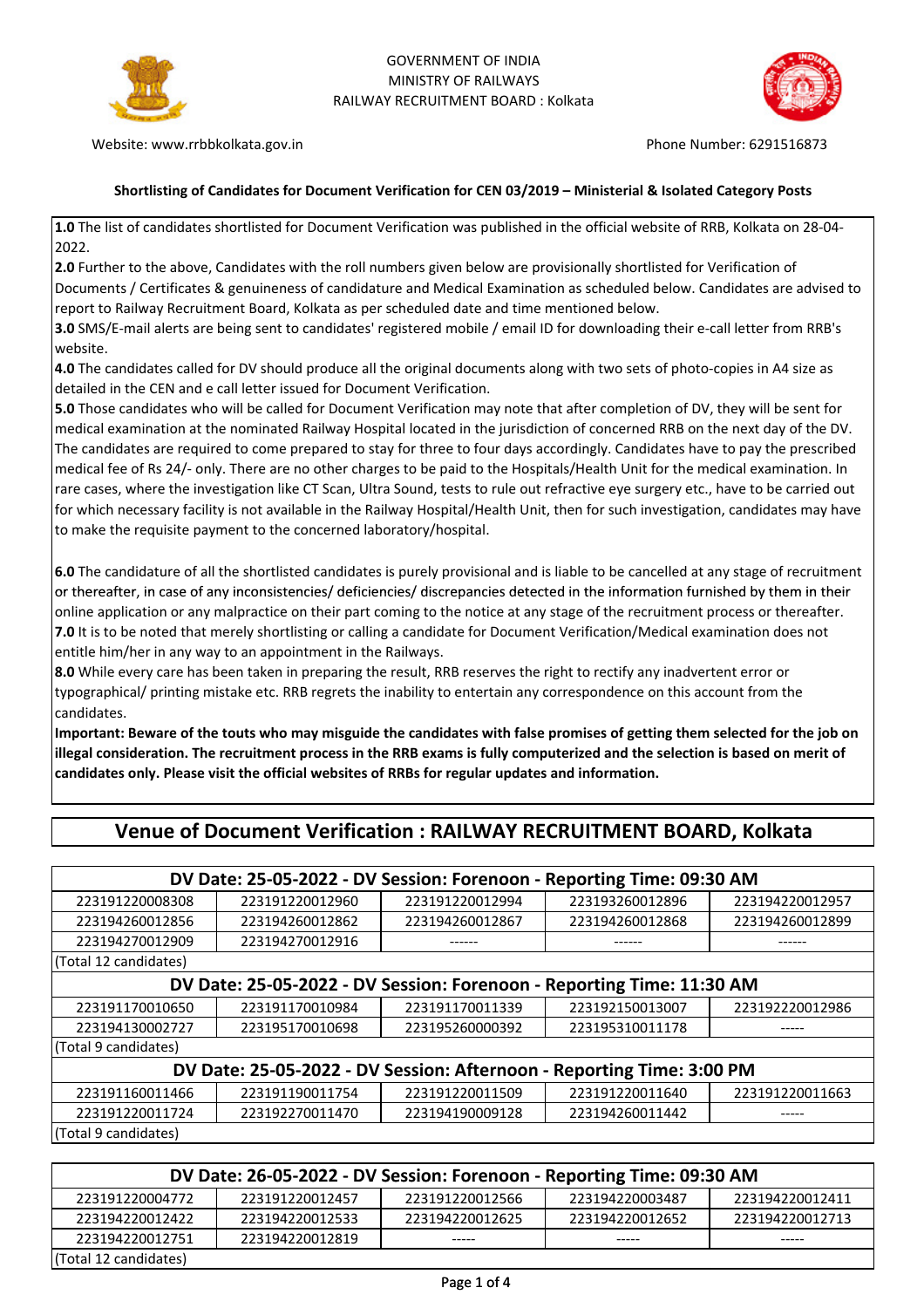GOVERNMENT OF INDIA
MINISTRY OF RAILWAYS
RAILWAY RECRUITMENT BOARD : Kolkata

Website: www.rrbbkolkata.gov.in

Phone Number: 6291516873

**Shortlisting of Candidates for Document Verification for CEN 03/2019 – Ministerial & Isolated Category Posts**

**1.0** The list of candidates shortlisted for Document Verification was published in the official website of RRB, Kolkata on 28-04-2022.

**2.0** Further to the above, Candidates with the roll numbers given below are provisionally shortlisted for Verification of Documents / Certificates & genuineness of candidature and Medical Examination as scheduled below. Candidates are advised to report to Railway Recruitment Board, Kolkata as per scheduled date and time mentioned below.

**3.0** SMS/E-mail alerts are being sent to candidates' registered mobile / email ID for downloading their e-call letter from RRB's website.

**4.0** The candidates called for DV should produce all the original documents along with two sets of photo-copies in A4 size as detailed in the CEN and e call letter issued for Document Verification.

**5.0** Those candidates who will be called for Document Verification may note that after completion of DV, they will be sent for medical examination at the nominated Railway Hospital located in the jurisdiction of concerned RRB on the next day of the DV. The candidates are required to come prepared to stay for three to four days accordingly. Candidates have to pay the prescribed medical fee of Rs 24/- only. There are no other charges to be paid to the Hospitals/Health Unit for the medical examination. In rare cases, where the investigation like CT Scan, Ultra Sound, tests to rule out refractive eye surgery etc., have to be carried out for which necessary facility is not available in the Railway Hospital/Health Unit, then for such investigation, candidates may have to make the requisite payment to the concerned laboratory/hospital.

**6.0** The candidature of all the shortlisted candidates is purely provisional and is liable to be cancelled at any stage of recruitment or thereafter, in case of any inconsistencies/ deficiencies/ discrepancies detected in the information furnished by them in their online application or any malpractice on their part coming to the notice at any stage of the recruitment process or thereafter.

**7.0** It is to be noted that merely shortlisting or calling a candidate for Document Verification/Medical examination does not entitle him/her in any way to an appointment in the Railways.

**8.0** While every care has been taken in preparing the result, RRB reserves the right to rectify any inadvertent error or typographical/ printing mistake etc. RRB regrets the inability to entertain any correspondence on this account from the candidates.

**Important: Beware of the touts who may misguide the candidates with false promises of getting them selected for the job on illegal consideration. The recruitment process in the RRB exams is fully computerized and the selection is based on merit of candidates only. Please visit the official websites of RRBs for regular updates and information.**

## Venue of Document Verification : RAILWAY RECRUITMENT BOARD, Kolkata

| DV Date: 25-05-2022 - DV Session: Forenoon - Reporting Time: 09:30 AM | | | | |
|---|---|---|---|---|
| 223191220008308 | 223191220012960 | 223191220012994 | 223193260012896 | 223194220012957 |
| 223194260012856 | 223194260012862 | 223194260012867 | 223194260012868 | 223194260012899 |
| 223194270012909 | 223194270012916 | ------ | ------ | ------ |
| (Total 12 candidates) | | | | |
| **DV Date: 25-05-2022 - DV Session: Forenoon - Reporting Time: 11:30 AM** | | | | |
| 223191170010650 | 223191170010984 | 223191170011339 | 223192150013007 | 223192220012986 |
| 223194130002727 | 223195170010698 | 223195260000392 | 223195310011178 | ----- |
| (Total 9 candidates) | | | | |
| **DV Date: 25-05-2022 - DV Session: Afternoon - Reporting Time: 3:00 PM** | | | | |
| 223191160011466 | 223191190011754 | 223191220011509 | 223191220011640 | 223191220011663 |
| 223191220011724 | 223192270011470 | 223194190009128 | 223194260011442 | ----- |
| (Total 9 candidates) | | | | |

| DV Date: 26-05-2022 - DV Session: Forenoon - Reporting Time: 09:30 AM | | | | |
|---|---|---|---|---|
| 223191220004772 | 223191220012457 | 223191220012566 | 223194220003487 | 223194220012411 |
| 223194220012422 | 223194220012533 | 223194220012625 | 223194220012652 | 223194220012713 |
| 223194220012751 | 223194220012819 | ----- | ----- | ----- |
| (Total 12 candidates) | | | | |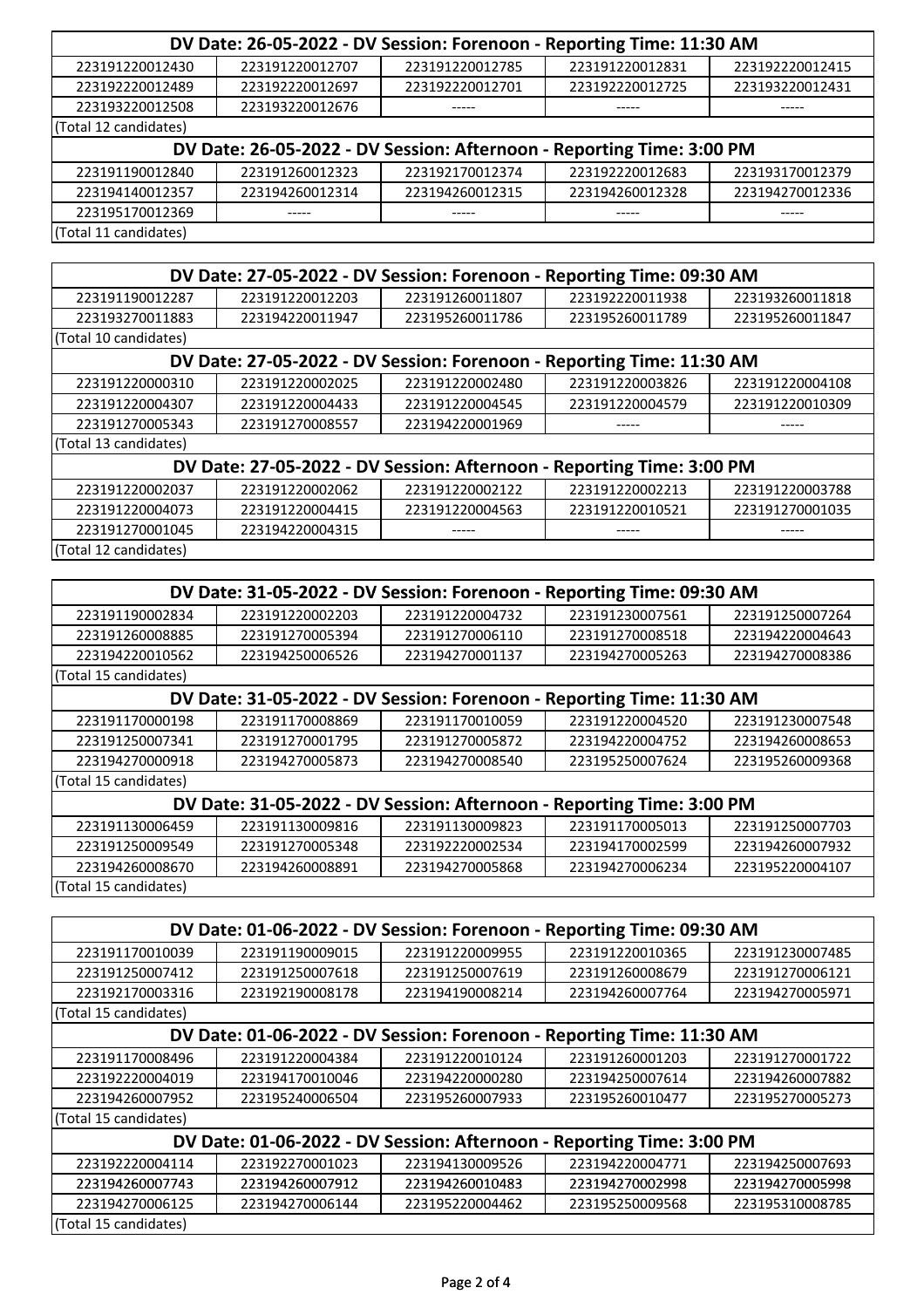| DV Date: 26-05-2022 - DV Session: Forenoon - Reporting Time: 11:30 AM | | | | |
|---|---|---|---|---|
| 223191220012430 | 223191220012707 | 223191220012785 | 223191220012831 | 223192220012415 |
| 223192220012489 | 223192220012697 | 223192220012701 | 223192220012725 | 223193220012431 |
| 223193220012508 | 223193220012676 | ----- | ----- | ----- |
| (Total 12 candidates) | | | | |
| **DV Date: 26-05-2022 - DV Session: Afternoon - Reporting Time: 3:00 PM** | | | | |
| 223191190012840 | 223191260012323 | 223192170012374 | 223192220012683 | 223193170012379 |
| 223194140012357 | 223194260012314 | 223194260012315 | 223194260012328 | 223194270012336 |
| 223195170012369 | ----- | ----- | ----- | ----- |
| (Total 11 candidates) | | | | |

| DV Date: 27-05-2022 - DV Session: Forenoon - Reporting Time: 09:30 AM | | | | |
|---|---|---|---|---|
| 223191190012287 | 223191220012203 | 223191260011807 | 223192220011938 | 223193260011818 |
| 223193270011883 | 223194220011947 | 223195260011786 | 223195260011789 | 223195260011847 |
| (Total 10 candidates) | | | | |
| **DV Date: 27-05-2022 - DV Session: Forenoon - Reporting Time: 11:30 AM** | | | | |
| 223191220000310 | 223191220002025 | 223191220002480 | 223191220003826 | 223191220004108 |
| 223191220004307 | 223191220004433 | 223191220004545 | 223191220004579 | 223191220010309 |
| 223191270005343 | 223191270008557 | 223194220001969 | ----- | ----- |
| (Total 13 candidates) | | | | |
| **DV Date: 27-05-2022 - DV Session: Afternoon - Reporting Time: 3:00 PM** | | | | |
| 223191220002037 | 223191220002062 | 223191220002122 | 223191220002213 | 223191220003788 |
| 223191220004073 | 223191220004415 | 223191220004563 | 223191220010521 | 223191270001035 |
| 223191270001045 | 223194220004315 | ----- | ----- | ----- |
| (Total 12 candidates) | | | | |

| DV Date: 31-05-2022 - DV Session: Forenoon - Reporting Time: 09:30 AM | | | | |
|---|---|---|---|---|
| 223191190002834 | 223191220002203 | 223191220004732 | 223191230007561 | 223191250007264 |
| 223191260008885 | 223191270005394 | 223191270006110 | 223191270008518 | 223194220004643 |
| 223194220010562 | 223194250006526 | 223194270001137 | 223194270005263 | 223194270008386 |
| (Total 15 candidates) | | | | |
| **DV Date: 31-05-2022 - DV Session: Forenoon - Reporting Time: 11:30 AM** | | | | |
| 223191170000198 | 223191170008869 | 223191170010059 | 223191220004520 | 223191230007548 |
| 223191250007341 | 223191270001795 | 223191270005872 | 223194220004752 | 223194260008653 |
| 223194270000918 | 223194270005873 | 223194270008540 | 223195250007624 | 223195260009368 |
| (Total 15 candidates) | | | | |
| **DV Date: 31-05-2022 - DV Session: Afternoon - Reporting Time: 3:00 PM** | | | | |
| 223191130006459 | 223191130009816 | 223191130009823 | 223191170005013 | 223191250007703 |
| 223191250009549 | 223191270005348 | 223192220002534 | 223194170002599 | 223194260007932 |
| 223194260008670 | 223194260008891 | 223194270005868 | 223194270006234 | 223195220004107 |
| (Total 15 candidates) | | | | |

| DV Date: 01-06-2022 - DV Session: Forenoon - Reporting Time: 09:30 AM | | | | |
|---|---|---|---|---|
| 223191170010039 | 223191190009015 | 223191220009955 | 223191220010365 | 223191230007485 |
| 223191250007412 | 223191250007618 | 223191250007619 | 223191260008679 | 223191270006121 |
| 223192170003316 | 223192190008178 | 223194190008214 | 223194260007764 | 223194270005971 |
| (Total 15 candidates) | | | | |
| **DV Date: 01-06-2022 - DV Session: Forenoon - Reporting Time: 11:30 AM** | | | | |
| 223191170008496 | 223191220004384 | 223191220010124 | 223191260001203 | 223191270001722 |
| 223192220004019 | 223194170010046 | 223194220000280 | 223194250007614 | 223194260007882 |
| 223194260007952 | 223195240006504 | 223195260007933 | 223195260010477 | 223195270005273 |
| (Total 15 candidates) | | | | |
| **DV Date: 01-06-2022 - DV Session: Afternoon - Reporting Time: 3:00 PM** | | | | |
| 223192220004114 | 223192270001023 | 223194130009526 | 223194220004771 | 223194250007693 |
| 223194260007743 | 223194260007912 | 223194260010483 | 223194270002998 | 223194270005998 |
| 223194270006125 | 223194270006144 | 223195220004462 | 223195250009568 | 223195310008785 |
| (Total 15 candidates) | | | | |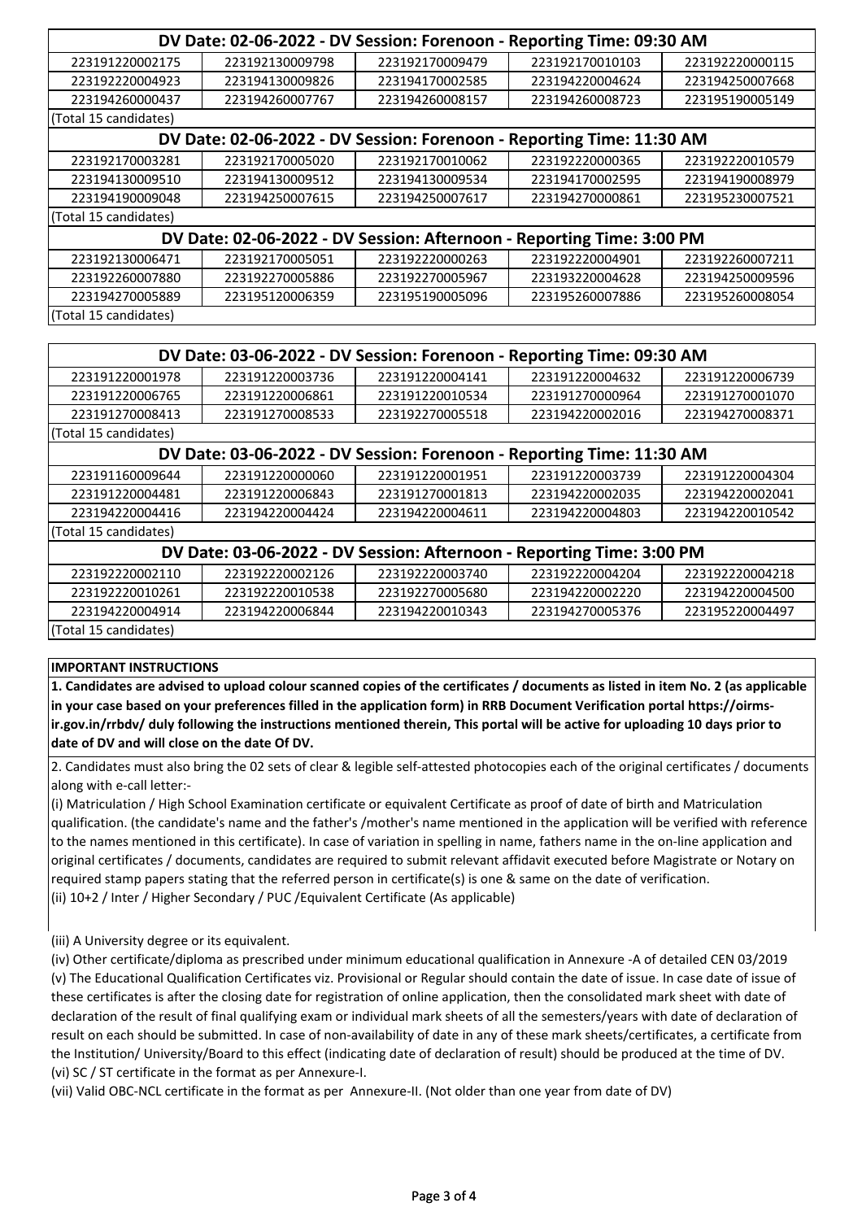| DV Date: 02-06-2022 - DV Session: Forenoon - Reporting Time: 09:30 AM | | | | |
|---|---|---|---|---|
| 223191220002175 | 223192130009798 | 223192170009479 | 223192170010103 | 223192220000115 |
| 223192220004923 | 223194130009826 | 223194170002585 | 223194220004624 | 223194250007668 |
| 223194260000437 | 223194260007767 | 223194260008157 | 223194260008723 | 223195190005149 |
| (Total 15 candidates) | | | | |
| **DV Date: 02-06-2022 - DV Session: Forenoon - Reporting Time: 11:30 AM** | | | | |
| 223192170003281 | 223192170005020 | 223192170010062 | 223192220000365 | 223192220010579 |
| 223194130009510 | 223194130009512 | 223194130009534 | 223194170002595 | 223194190008979 |
| 223194190009048 | 223194250007615 | 223194250007617 | 223194270000861 | 223195230007521 |
| (Total 15 candidates) | | | | |
| **DV Date: 02-06-2022 - DV Session: Afternoon - Reporting Time: 3:00 PM** | | | | |
| 223192130006471 | 223192170005051 | 223192220000263 | 223192220004901 | 223192260007211 |
| 223192260007880 | 223192270005886 | 223192270005967 | 223193220004628 | 223194250009596 |
| 223194270005889 | 223195120006359 | 223195190005096 | 223195260007886 | 223195260008054 |
| (Total 15 candidates) | | | | |

| DV Date: 03-06-2022 - DV Session: Forenoon - Reporting Time: 09:30 AM | | | | |
|---|---|---|---|---|
| 223191220001978 | 223191220003736 | 223191220004141 | 223191220004632 | 223191220006739 |
| 223191220006765 | 223191220006861 | 223191220010534 | 223191270000964 | 223191270001070 |
| 223191270008413 | 223191270008533 | 223192270005518 | 223194220002016 | 223194270008371 |
| (Total 15 candidates) | | | | |
| **DV Date: 03-06-2022 - DV Session: Forenoon - Reporting Time: 11:30 AM** | | | | |
| 223191160009644 | 223191220000060 | 223191220001951 | 223191220003739 | 223191220004304 |
| 223191220004481 | 223191220006843 | 223191270001813 | 223194220002035 | 223194220002041 |
| 223194220004416 | 223194220004424 | 223194220004611 | 223194220004803 | 223194220010542 |
| (Total 15 candidates) | | | | |
| **DV Date: 03-06-2022 - DV Session: Afternoon - Reporting Time: 3:00 PM** | | | | |
| 223192220002110 | 223192220002126 | 223192220003740 | 223192220004204 | 223192220004218 |
| 223192220010261 | 223192220010538 | 223192270005680 | 223194220002220 | 223194220004500 |
| 223194220004914 | 223194220006844 | 223194220010343 | 223194270005376 | 223195220004497 |
| (Total 15 candidates) | | | | |

**IMPORTANT INSTRUCTIONS**

**1. Candidates are advised to upload colour scanned copies of the certificates / documents as listed in item No. 2 (as applicable in your case based on your preferences filled in the application form) in RRB Document Verification portal https://oirms-ir.gov.in/rrbdv/ duly following the instructions mentioned therein, This portal will be active for uploading 10 days prior to date of DV and will close on the date Of DV.**

2. Candidates must also bring the 02 sets of clear & legible self-attested photocopies each of the original certificates / documents along with e-call letter:-

(i) Matriculation / High School Examination certificate or equivalent Certificate as proof of date of birth and Matriculation qualification. (the candidate's name and the father's /mother's name mentioned in the application will be verified with reference to the names mentioned in this certificate). In case of variation in spelling in name, fathers name in the on-line application and original certificates / documents, candidates are required to submit relevant affidavit executed before Magistrate or Notary on required stamp papers stating that the referred person in certificate(s) is one & same on the date of verification.

(ii) 10+2 / Inter / Higher Secondary / PUC /Equivalent Certificate (As applicable)

(iii) A University degree or its equivalent.

(iv) Other certificate/diploma as prescribed under minimum educational qualification in Annexure -A of detailed CEN 03/2019

(v) The Educational Qualification Certificates viz. Provisional or Regular should contain the date of issue. In case date of issue of these certificates is after the closing date for registration of online application, then the consolidated mark sheet with date of declaration of the result of final qualifying exam or individual mark sheets of all the semesters/years with date of declaration of result on each should be submitted. In case of non-availability of date in any of these mark sheets/certificates, a certificate from the Institution/ University/Board to this effect (indicating date of declaration of result) should be produced at the time of DV.

(vi) SC / ST certificate in the format as per Annexure-I.

(vii) Valid OBC-NCL certificate in the format as per Annexure-II. (Not older than one year from date of DV)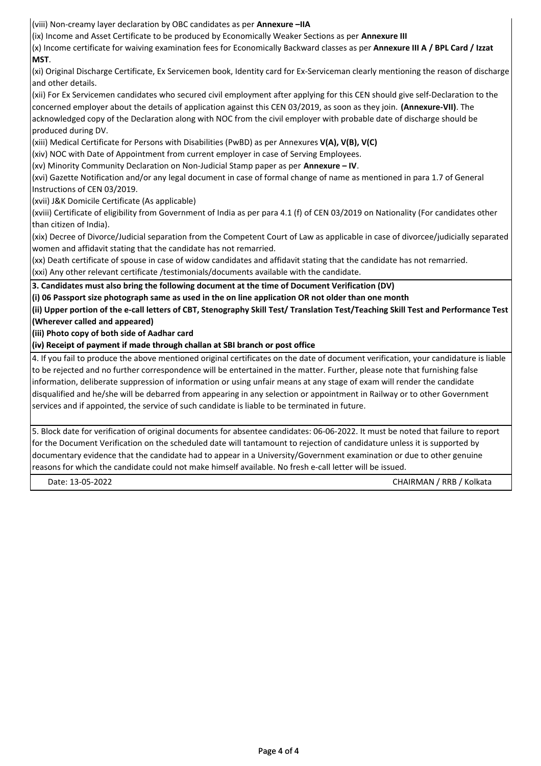(viii) Non-creamy layer declaration by OBC candidates as per **Annexure –IIA**

(ix) Income and Asset Certificate to be produced by Economically Weaker Sections as per **Annexure III**

(x) Income certificate for waiving examination fees for Economically Backward classes as per **Annexure III A / BPL Card / Izzat MST**.

(xi) Original Discharge Certificate, Ex Servicemen book, Identity card for Ex-Serviceman clearly mentioning the reason of discharge and other details.

(xii) For Ex Servicemen candidates who secured civil employment after applying for this CEN should give self-Declaration to the concerned employer about the details of application against this CEN 03/2019, as soon as they join. **(Annexure-VII)**. The acknowledged copy of the Declaration along with NOC from the civil employer with probable date of discharge should be produced during DV.

(xiii) Medical Certificate for Persons with Disabilities (PwBD) as per Annexures **V(A), V(B), V(C)**

(xiv) NOC with Date of Appointment from current employer in case of Serving Employees.

(xv) Minority Community Declaration on Non-Judicial Stamp paper as per **Annexure – IV**.

(xvi) Gazette Notification and/or any legal document in case of formal change of name as mentioned in para 1.7 of General Instructions of CEN 03/2019.

(xvii) J&K Domicile Certificate (As applicable)

(xviii) Certificate of eligibility from Government of India as per para 4.1 (f) of CEN 03/2019 on Nationality (For candidates other than citizen of India).

(xix) Decree of Divorce/Judicial separation from the Competent Court of Law as applicable in case of divorcee/judicially separated women and affidavit stating that the candidate has not remarried.

(xx) Death certificate of spouse in case of widow candidates and affidavit stating that the candidate has not remarried.

(xxi) Any other relevant certificate /testimonials/documents available with the candidate.

**3. Candidates must also bring the following document at the time of Document Verification (DV)**

**(i) 06 Passport size photograph same as used in the on line application OR not older than one month**

**(ii) Upper portion of the e-call letters of CBT, Stenography Skill Test/ Translation Test/Teaching Skill Test and Performance Test (Wherever called and appeared)**

**(iii) Photo copy of both side of Aadhar card**

**(iv) Receipt of payment if made through challan at SBI branch or post office**

4. If you fail to produce the above mentioned original certificates on the date of document verification, your candidature is liable to be rejected and no further correspondence will be entertained in the matter. Further, please note that furnishing false information, deliberate suppression of information or using unfair means at any stage of exam will render the candidate disqualified and he/she will be debarred from appearing in any selection or appointment in Railway or to other Government services and if appointed, the service of such candidate is liable to be terminated in future.

5. Block date for verification of original documents for absentee candidates: 06-06-2022. It must be noted that failure to report for the Document Verification on the scheduled date will tantamount to rejection of candidature unless it is supported by documentary evidence that the candidate had to appear in a University/Government examination or due to other genuine reasons for which the candidate could not make himself available. No fresh e-call letter will be issued.

Date: 13-05-2022

CHAIRMAN / RRB / Kolkata